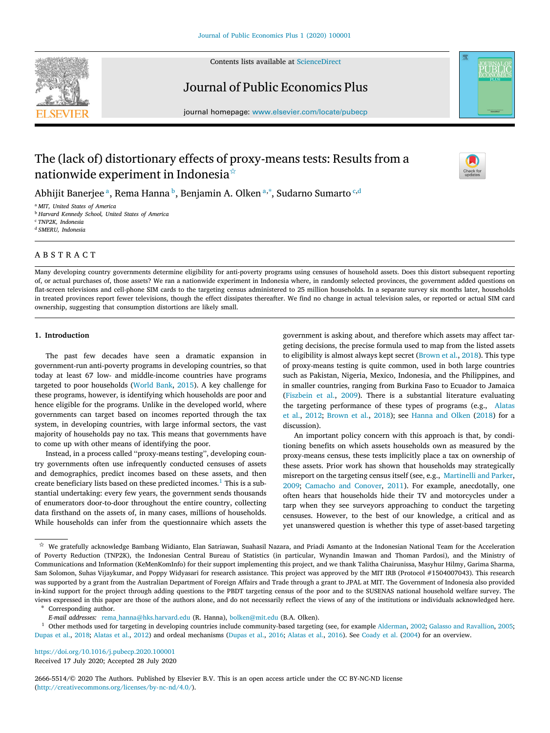# The (lack of) distortionary effects of proxy-means tests: Results from a nationwide experiment in Indonesia[☆]

Abhijit Banerjee[a], Rema Hanna[b], Benjamin A. Olken[a,*], Sudarno Sumarto[c,d]

[a] MIT, United States of America
[b] Harvard Kennedy School, United States of America
[c] TNP2K, Indonesia
[d] SMERU, Indonesia

## ABSTRACT

Many developing country governments determine eligibility for anti-poverty programs using censuses of household assets. Does this distort subsequent reporting of, or actual purchases of, those assets? We ran a nationwide experiment in Indonesia where, in randomly selected provinces, the government added questions on flat-screen televisions and cell-phone SIM cards to the targeting census administered to 25 million households. In a separate survey six months later, households in treated provinces report fewer televisions, though the effect dissipates thereafter. We find no change in actual television sales, or reported or actual SIM card ownership, suggesting that consumption distortions are likely small.

## 1. Introduction

The past few decades have seen a dramatic expansion in government-run anti-poverty programs in developing countries, so that today at least 67 low- and middle-income countries have programs targeted to poor households (World Bank, 2015). A key challenge for these programs, however, is identifying which households are poor and hence eligible for the programs. Unlike in the developed world, where governments can target based on incomes reported through the tax system, in developing countries, with large informal sectors, the vast majority of households pay no tax. This means that governments have to come up with other means of identifying the poor.

Instead, in a process called "proxy-means testing", developing country governments often use infrequently conducted censuses of assets and demographics, predict incomes based on these assets, and then create beneficiary lists based on these predicted incomes.[1] This is a substantial undertaking: every few years, the government sends thousands of enumerators door-to-door throughout the entire country, collecting data firsthand on the assets of, in many cases, millions of households. While households can infer from the questionnaire which assets the government is asking about, and therefore which assets may affect targeting decisions, the precise formula used to map from the listed assets to eligibility is almost always kept secret (Brown et al., 2018). This type of proxy-means testing is quite common, used in both large countries such as Pakistan, Nigeria, Mexico, Indonesia, and the Philippines, and in smaller countries, ranging from Burkina Faso to Ecuador to Jamaica (Fiszbein et al., 2009). There is a substantial literature evaluating the targeting performance of these types of programs (e.g., Alatas et al., 2012; Brown et al., 2018); see Hanna and Olken (2018) for a discussion).

An important policy concern with this approach is that, by conditioning benefits on which assets households own as measured by the proxy-means census, these tests implicitly place a tax on ownership of these assets. Prior work has shown that households may strategically misreport on the targeting census itself (see, e.g., Martinelli and Parker, 2009; Camacho and Conover, 2011). For example, anecdotally, one often hears that households hide their TV and motorcycles under a tarp when they see surveyors approaching to conduct the targeting censuses. However, to the best of our knowledge, a critical and as yet unanswered question is whether this type of asset-based targeting

---

☆ We gratefully acknowledge Bambang Widianto, Elan Satriawan, Suahasil Nazara, and Priadi Asmanto at the Indonesian National Team for the Acceleration of Poverty Reduction (TNP2K), the Indonesian Central Bureau of Statistics (in particular, Wynandin Imawan and Thoman Pardosi), and the Ministry of Communications and Information (KeMenKomInfo) for their support implementing this project, and we thank Talitha Chairunissa, Masyhur Hilmy, Garima Sharma, Sam Solomon, Suhas Vijaykumar, and Poppy Widyasari for research assistance. This project was approved by the MIT IRB (Protocol #1504007043). This research was supported by a grant from the Australian Department of Foreign Affairs and Trade through a grant to JPAL at MIT. The Government of Indonesia also provided in-kind support for the project through adding questions to the PBDT targeting census of the poor and to the SUSENAS national household welfare survey. The views expressed in this paper are those of the authors alone, and do not necessarily reflect the views of any of the institutions or individuals acknowledged here.

\* Corresponding author.

*E-mail addresses:* rema_hanna@hks.harvard.edu (R. Hanna), bolken@mit.edu (B.A. Olken).

[1] Other methods used for targeting in developing countries include community-based targeting (see, for example Alderman, 2002; Galasso and Ravallion, 2005; Dupas et al., 2018; Alatas et al., 2012) and ordeal mechanisms (Dupas et al., 2016; Alatas et al., 2016). See Coady et al. (2004) for an overview.

https://doi.org/10.1016/j.pubecp.2020.100001
Received 17 July 2020; Accepted 28 July 2020

2666-5514/© 2020 The Authors. Published by Elsevier B.V. This is an open access article under the CC BY-NC-ND license (http://creativecommons.org/licenses/by-nc-nd/4.0/).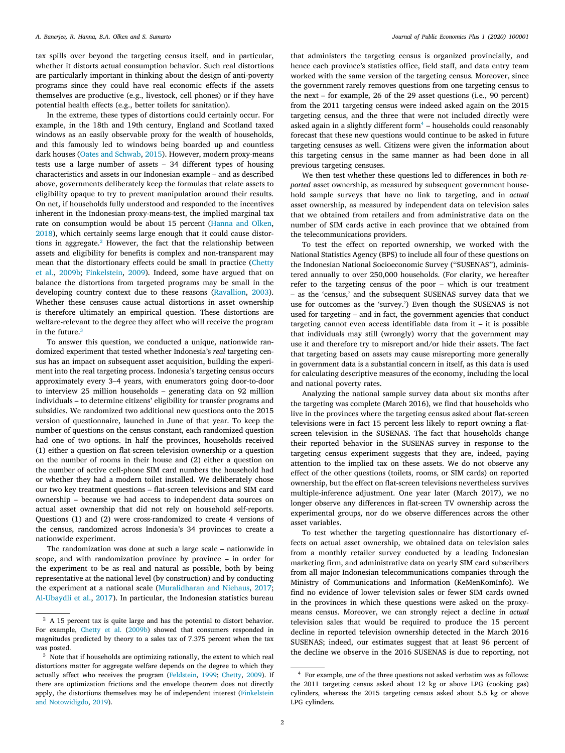tax spills over beyond the targeting census itself, and in particular, whether it distorts actual consumption behavior. Such real distortions are particularly important in thinking about the design of anti-poverty programs since they could have real economic effects if the assets themselves are productive (e.g., livestock, cell phones) or if they have potential health effects (e.g., better toilets for sanitation).

In the extreme, these types of distortions could certainly occur. For example, in the 18th and 19th century, England and Scotland taxed windows as an easily observable proxy for the wealth of households, and this famously led to windows being boarded up and countless dark houses (Oates and Schwab, 2015). However, modern proxy-means tests use a large number of assets – 34 different types of housing characteristics and assets in our Indonesian example – and as described above, governments deliberately keep the formulas that relate assets to eligibility opaque to try to prevent manipulation around their results. On net, if households fully understood and responded to the incentives inherent in the Indonesian proxy-means-test, the implied marginal tax rate on consumption would be about 15 percent (Hanna and Olken, 2018), which certainly seems large enough that it could cause distortions in aggregate.[2] However, the fact that the relationship between assets and eligibility for benefits is complex and non-transparent may mean that the distortionary effects could be small in practice (Chetty et al., 2009b; Finkelstein, 2009). Indeed, some have argued that on balance the distortions from targeted programs may be small in the developing country context due to these reasons (Ravallion, 2003). Whether these censuses cause actual distortions in asset ownership is therefore ultimately an empirical question. These distortions are welfare-relevant to the degree they affect who will receive the program in the future.[3]

To answer this question, we conducted a unique, nationwide randomized experiment that tested whether Indonesia's *real* targeting census has an impact on subsequent asset acquisition, building the experiment into the real targeting process. Indonesia's targeting census occurs approximately every 3–4 years, with enumerators going door-to-door to interview 25 million households – generating data on 92 million individuals – to determine citizens' eligibility for transfer programs and subsidies. We randomized two additional new questions onto the 2015 version of questionnaire, launched in June of that year. To keep the number of questions on the census constant, each randomized question had one of two options. In half the provinces, households received (1) either a question on flat-screen television ownership or a question on the number of rooms in their house and (2) either a question on the number of active cell-phone SIM card numbers the household had or whether they had a modern toilet installed. We deliberately chose our two key treatment questions – flat-screen televisions and SIM card ownership – because we had access to independent data sources on actual asset ownership that did not rely on household self-reports. Questions (1) and (2) were cross-randomized to create 4 versions of the census, randomized across Indonesia's 34 provinces to create a nationwide experiment.

The randomization was done at such a large scale – nationwide in scope, and with randomization province by province – in order for the experiment to be as real and natural as possible, both by being representative at the national level (by construction) and by conducting the experiment at a national scale (Muralidharan and Niehaus, 2017; Al-Ubaydli et al., 2017). In particular, the Indonesian statistics bureau that administers the targeting census is organized provincially, and hence each province's statistics office, field staff, and data entry team worked with the same version of the targeting census. Moreover, since the government rarely removes questions from one targeting census to the next – for example, 26 of the 29 asset questions (i.e., 90 percent) from the 2011 targeting census were indeed asked again on the 2015 targeting census, and the three that were not included directly were asked again in a slightly different form[4] – households could reasonably forecast that these new questions would continue to be asked in future targeting censuses as well. Citizens were given the information about this targeting census in the same manner as had been done in all previous targeting censuses.

We then test whether these questions led to differences in both *reported* asset ownership, as measured by subsequent government household sample surveys that have no link to targeting, and in *actual* asset ownership, as measured by independent data on television sales that we obtained from retailers and from administrative data on the number of SIM cards active in each province that we obtained from the telecommunications providers.

To test the effect on reported ownership, we worked with the National Statistics Agency (BPS) to include all four of these questions on the Indonesian National Socioeconomic Survey ("SUSENAS"), administered annually to over 250,000 households. (For clarity, we hereafter refer to the targeting census of the poor – which is our treatment – as the 'census,' and the subsequent SUSENAS survey data that we use for outcomes as the 'survey.') Even though the SUSENAS is not used for targeting – and in fact, the government agencies that conduct targeting cannot even access identifiable data from it – it is possible that individuals may still (wrongly) worry that the government may use it and therefore try to misreport and/or hide their assets. The fact that targeting based on assets may cause misreporting more generally in government data is a substantial concern in itself, as this data is used for calculating descriptive measures of the economy, including the local and national poverty rates.

Analyzing the national sample survey data about six months after the targeting was complete (March 2016), we find that households who live in the provinces where the targeting census asked about flat-screen televisions were in fact 15 percent less likely to report owning a flat-screen television in the SUSENAS. The fact that households change their reported behavior in the SUSENAS survey in response to the targeting census experiment suggests that they are, indeed, paying attention to the implied tax on these assets. We do not observe any effect of the other questions (toilets, rooms, or SIM cards) on reported ownership, but the effect on flat-screen televisions nevertheless survives multiple-inference adjustment. One year later (March 2017), we no longer observe any differences in flat-screen TV ownership across the experimental groups, nor do we observe differences across the other asset variables.

To test whether the targeting questionnaire has distortionary effects on actual asset ownership, we obtained data on television sales from a monthly retailer survey conducted by a leading Indonesian marketing firm, and administrative data on yearly SIM card subscribers from all major Indonesian telecommunications companies through the Ministry of Communications and Information (KeMenKomInfo). We find no evidence of lower television sales or fewer SIM cards owned in the provinces in which these questions were asked on the proxy-means census. Moreover, we can strongly reject a decline in *actual* television sales that would be required to produce the 15 percent decline in reported television ownership detected in the March 2016 SUSENAS; indeed, our estimates suggest that at least 96 percent of the decline we observe in the 2016 SUSENAS is due to reporting, not

---

[2] A 15 percent tax is quite large and has the potential to distort behavior. For example, Chetty et al. (2009b) showed that consumers responded in magnitudes predicted by theory to a sales tax of 7.375 percent when the tax was posted.

[3] Note that if households are optimizing rationally, the extent to which real distortions matter for aggregate welfare depends on the degree to which they actually affect who receives the program (Feldstein, 1999; Chetty, 2009). If there are optimization frictions and the envelope theorem does not directly apply, the distortions themselves may be of independent interest (Finkelstein and Notowidigdo, 2019).

[4] For example, one of the three questions not asked verbatim was as follows: the 2011 targeting census asked about 12 kg or above LPG (cooking gas) cylinders, whereas the 2015 targeting census asked about 5.5 kg or above LPG cylinders.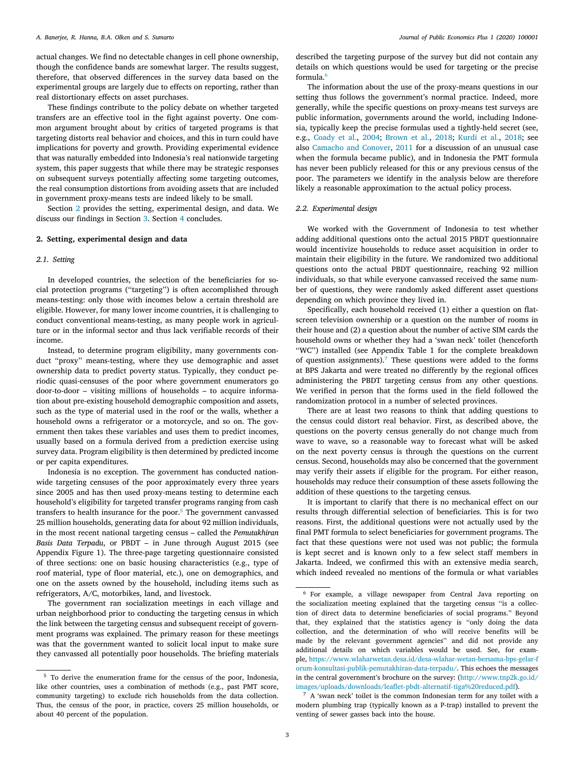actual changes. We find no detectable changes in cell phone ownership, though the confidence bands are somewhat larger. The results suggest, therefore, that observed differences in the survey data based on the experimental groups are largely due to effects on reporting, rather than real distortionary effects on asset purchases.

These findings contribute to the policy debate on whether targeted transfers are an effective tool in the fight against poverty. One common argument brought about by critics of targeted programs is that targeting distorts real behavior and choices, and this in turn could have implications for poverty and growth. Providing experimental evidence that was naturally embedded into Indonesia's real nationwide targeting system, this paper suggests that while there may be strategic responses on subsequent surveys potentially affecting some targeting outcomes, the real consumption distortions from avoiding assets that are included in government proxy-means tests are indeed likely to be small.

Section 2 provides the setting, experimental design, and data. We discuss our findings in Section 3. Section 4 concludes.

## 2. Setting, experimental design and data

### 2.1. Setting

In developed countries, the selection of the beneficiaries for social protection programs ("targeting") is often accomplished through means-testing: only those with incomes below a certain threshold are eligible. However, for many lower income countries, it is challenging to conduct conventional means-testing, as many people work in agriculture or in the informal sector and thus lack verifiable records of their income.

Instead, to determine program eligibility, many governments conduct "proxy" means-testing, where they use demographic and asset ownership data to predict poverty status. Typically, they conduct periodic quasi-censuses of the poor where government enumerators go door-to-door – visiting millions of households – to acquire information about pre-existing household demographic composition and assets, such as the type of material used in the roof or the walls, whether a household owns a refrigerator or a motorcycle, and so on. The government then takes these variables and uses them to predict incomes, usually based on a formula derived from a prediction exercise using survey data. Program eligibility is then determined by predicted income or per capita expenditures.

Indonesia is no exception. The government has conducted nationwide targeting censuses of the poor approximately every three years since 2005 and has then used proxy-means testing to determine each household's eligibility for targeted transfer programs ranging from cash transfers to health insurance for the poor.[5] The government canvassed 25 million households, generating data for about 92 million individuals, in the most recent national targeting census – called the *Pemutakhiran Basis Data Terpadu*, or PBDT – in June through August 2015 (see Appendix Figure 1). The three-page targeting questionnaire consisted of three sections: one on basic housing characteristics (e.g., type of roof material, type of floor material, etc.), one on demographics, and one on the assets owned by the household, including items such as refrigerators, A/C, motorbikes, land, and livestock.

The government ran socialization meetings in each village and urban neighborhood prior to conducting the targeting census in which the link between the targeting census and subsequent receipt of government programs was explained. The primary reason for these meetings was that the government wanted to solicit local input to make sure they canvassed all potentially poor households. The briefing materials described the targeting purpose of the survey but did not contain any details on which questions would be used for targeting or the precise formula.[6]

The information about the use of the proxy-means questions in our setting thus follows the government's normal practice. Indeed, more generally, while the specific questions on proxy-means test surveys are public information, governments around the world, including Indonesia, typically keep the precise formulas used a tightly-held secret (see, e.g., Coady et al., 2004; Brown et al., 2018; Kurdi et al., 2018; see also Camacho and Conover, 2011 for a discussion of an unusual case when the formula became public), and in Indonesia the PMT formula has never been publicly released for this or any previous census of the poor. The parameters we identify in the analysis below are therefore likely a reasonable approximation to the actual policy process.

### 2.2. Experimental design

We worked with the Government of Indonesia to test whether adding additional questions onto the actual 2015 PBDT questionnaire would incentivize households to reduce asset acquisition in order to maintain their eligibility in the future. We randomized two additional questions onto the actual PBDT questionnaire, reaching 92 million individuals, so that while everyone canvassed received the same number of questions, they were randomly asked different asset questions depending on which province they lived in.

Specifically, each household received (1) either a question on flat-screen television ownership or a question on the number of rooms in their house and (2) a question about the number of active SIM cards the household owns or whether they had a 'swan neck' toilet (henceforth "WC") installed (see Appendix Table 1 for the complete breakdown of question assignments).[7] These questions were added to the forms at BPS Jakarta and were treated no differently by the regional offices administering the PBDT targeting census from any other questions. We verified in person that the forms used in the field followed the randomization protocol in a number of selected provinces.

There are at least two reasons to think that adding questions to the census could distort real behavior. First, as described above, the questions on the poverty census generally do not change much from wave to wave, so a reasonable way to forecast what will be asked on the next poverty census is through the questions on the current census. Second, households may also be concerned that the government may verify their assets if eligible for the program. For either reason, households may reduce their consumption of these assets following the addition of these questions to the targeting census.

It is important to clarify that there is no mechanical effect on our results through differential selection of beneficiaries. This is for two reasons. First, the additional questions were not actually used by the final PMT formula to select beneficiaries for government programs. The fact that these questions were not used was not public; the formula is kept secret and is known only to a few select staff members in Jakarta. Indeed, we confirmed this with an extensive media search, which indeed revealed no mentions of the formula or what variables

---

[5] To derive the enumeration frame for the census of the poor, Indonesia, like other countries, uses a combination of methods (e.g., past PMT score, community targeting) to exclude rich households from the data collection. Thus, the census of the poor, in practice, covers 25 million households, or about 40 percent of the population.

[6] For example, a village newspaper from Central Java reporting on the socialization meeting explained that the targeting census "is a collection of direct data to determine beneficiaries of social programs." Beyond that, they explained that the statistics agency is "only doing the data collection, and the determination of who will receive benefits will be made by the relevant government agencies" and did not provide any additional details on which variables would be used. See, for example, https://www.wlaharwetan.desa.id/desa-wlahar-wetan-bersama-bps-gelar-forum-konsultasi-publik-pemutakhiran-data-terpadu/. This echoes the messages in the central government's brochure on the survey: (http://www.tnp2k.go.id/images/uploads/downloads/leaflet-pbdt-alternatif-tiga%20reduced.pdf).

[7] A 'swan neck' toilet is the common Indonesian term for any toilet with a modern plumbing trap (typically known as a P-trap) installed to prevent the venting of sewer gasses back into the house.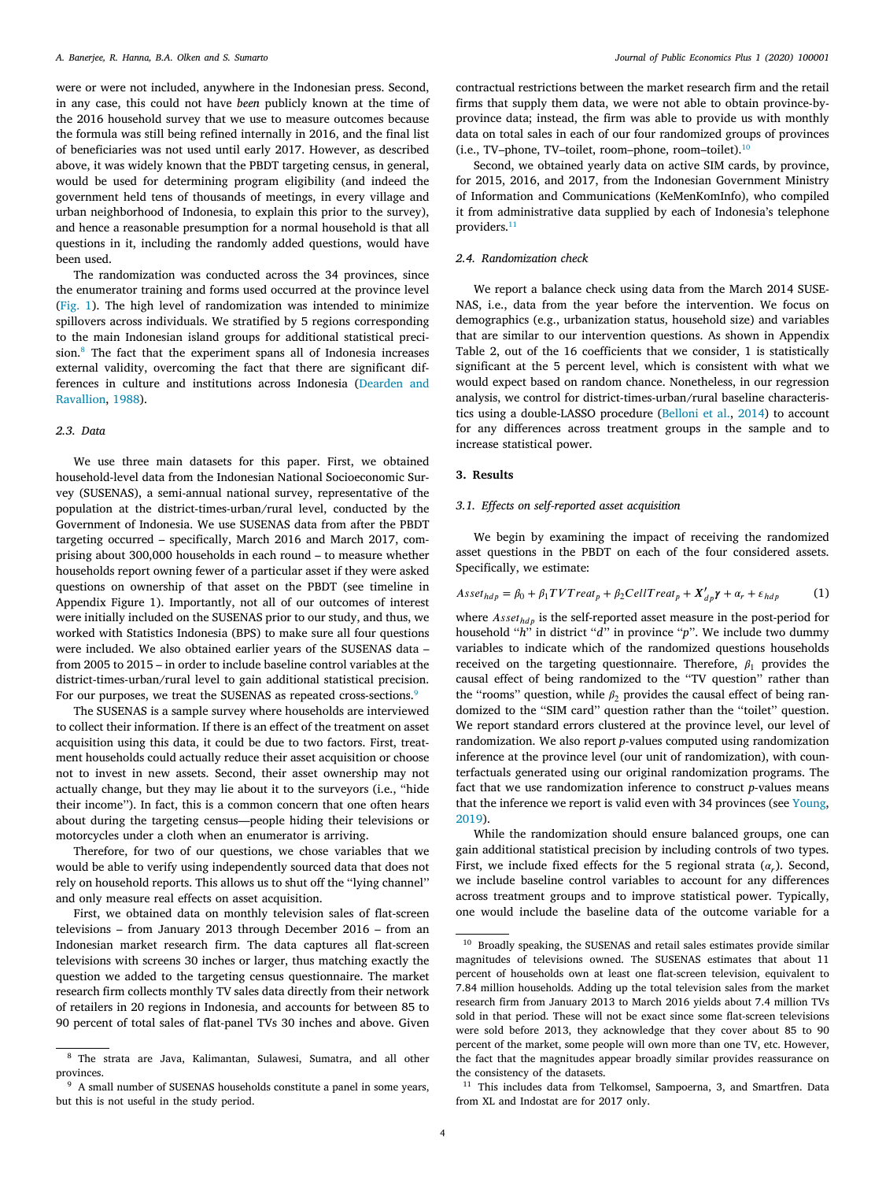were or were not included, anywhere in the Indonesian press. Second, in any case, this could not have *been* publicly known at the time of the 2016 household survey that we use to measure outcomes because the formula was still being refined internally in 2016, and the final list of beneficiaries was not used until early 2017. However, as described above, it was widely known that the PBDT targeting census, in general, would be used for determining program eligibility (and indeed the government held tens of thousands of meetings, in every village and urban neighborhood of Indonesia, to explain this prior to the survey), and hence a reasonable presumption for a normal household is that all questions in it, including the randomly added questions, would have been used.

The randomization was conducted across the 34 provinces, since the enumerator training and forms used occurred at the province level (Fig. 1). The high level of randomization was intended to minimize spillovers across individuals. We stratified by 5 regions corresponding to the main Indonesian island groups for additional statistical precision.[8] The fact that the experiment spans all of Indonesia increases external validity, overcoming the fact that there are significant differences in culture and institutions across Indonesia (Dearden and Ravallion, 1988).

### 2.3. Data

We use three main datasets for this paper. First, we obtained household-level data from the Indonesian National Socioeconomic Survey (SUSENAS), a semi-annual national survey, representative of the population at the district-times-urban/rural level, conducted by the Government of Indonesia. We use SUSENAS data from after the PBDT targeting occurred – specifically, March 2016 and March 2017, comprising about 300,000 households in each round – to measure whether households report owning fewer of a particular asset if they were asked questions on ownership of that asset on the PBDT (see timeline in Appendix Figure 1). Importantly, not all of our outcomes of interest were initially included on the SUSENAS prior to our study, and thus, we worked with Statistics Indonesia (BPS) to make sure all four questions were included. We also obtained earlier years of the SUSENAS data – from 2005 to 2015 – in order to include baseline control variables at the district-times-urban/rural level to gain additional statistical precision. For our purposes, we treat the SUSENAS as repeated cross-sections.[9]

The SUSENAS is a sample survey where households are interviewed to collect their information. If there is an effect of the treatment on asset acquisition using this data, it could be due to two factors. First, treatment households could actually reduce their asset acquisition or choose not to invest in new assets. Second, their asset ownership may not actually change, but they may lie about it to the surveyors (i.e., "hide their income"). In fact, this is a common concern that one often hears about during the targeting census—people hiding their televisions or motorcycles under a cloth when an enumerator is arriving.

Therefore, for two of our questions, we chose variables that we would be able to verify using independently sourced data that does not rely on household reports. This allows us to shut off the "lying channel" and only measure real effects on asset acquisition.

First, we obtained data on monthly television sales of flat-screen televisions – from January 2013 through December 2016 – from an Indonesian market research firm. The data captures all flat-screen televisions with screens 30 inches or larger, thus matching exactly the question we added to the targeting census questionnaire. The market research firm collects monthly TV sales data directly from their network of retailers in 20 regions in Indonesia, and accounts for between 85 to 90 percent of total sales of flat-panel TVs 30 inches and above. Given contractual restrictions between the market research firm and the retail firms that supply them data, we were not able to obtain province-by-province data; instead, the firm was able to provide us with monthly data on total sales in each of our four randomized groups of provinces (i.e., TV–phone, TV–toilet, room–phone, room–toilet).[10]

Second, we obtained yearly data on active SIM cards, by province, for 2015, 2016, and 2017, from the Indonesian Government Ministry of Information and Communications (KeMenKomInfo), who compiled it from administrative data supplied by each of Indonesia's telephone providers.[11]

### 2.4. Randomization check

We report a balance check using data from the March 2014 SUSENAS, i.e., data from the year before the intervention. We focus on demographics (e.g., urbanization status, household size) and variables that are similar to our intervention questions. As shown in Appendix Table 2, out of the 16 coefficients that we consider, 1 is statistically significant at the 5 percent level, which is consistent with what we would expect based on random chance. Nonetheless, in our regression analysis, we control for district-times-urban/rural baseline characteristics using a double-LASSO procedure (Belloni et al., 2014) to account for any differences across treatment groups in the sample and to increase statistical power.

## 3. Results

### 3.1. Effects on self-reported asset acquisition

We begin by examining the impact of receiving the randomized asset questions in the PBDT on each of the four considered assets. Specifically, we estimate:

$$Asset_{hdp} = \beta_0 + \beta_1 TVTreat_p + \beta_2 CellTreat_p + \boldsymbol{X}'_{dp}\boldsymbol{\gamma} + \alpha_r + \varepsilon_{hdp} \tag{1}$$

where $Asset_{hdp}$ is the self-reported asset measure in the post-period for household "$h$" in district "$d$" in province "$p$". We include two dummy variables to indicate which of the randomized questions households received on the targeting questionnaire. Therefore, $\beta_1$ provides the causal effect of being randomized to the "TV question" rather than the "rooms" question, while $\beta_2$ provides the causal effect of being randomized to the "SIM card" question rather than the "toilet" question. We report standard errors clustered at the province level, our level of randomization. We also report $p$-values computed using randomization inference at the province level (our unit of randomization), with counterfactuals generated using our original randomization programs. The fact that we use randomization inference to construct $p$-values means that the inference we report is valid even with 34 provinces (see Young, 2019).

While the randomization should ensure balanced groups, one can gain additional statistical precision by including controls of two types. First, we include fixed effects for the 5 regional strata ($\alpha_r$). Second, we include baseline control variables to account for any differences across treatment groups and to improve statistical power. Typically, one would include the baseline data of the outcome variable for a

---

[8] The strata are Java, Kalimantan, Sulawesi, Sumatra, and all other provinces.

[9] A small number of SUSENAS households constitute a panel in some years, but this is not useful in the study period.

[10] Broadly speaking, the SUSENAS and retail sales estimates provide similar magnitudes of televisions owned. The SUSENAS estimates that about 11 percent of households own at least one flat-screen television, equivalent to 7.84 million households. Adding up the total television sales from the market research firm from January 2013 to March 2016 yields about 7.4 million TVs sold in that period. These will not be exact since some flat-screen televisions were sold before 2013, they acknowledge that they cover about 85 to 90 percent of the market, some people will own more than one TV, etc. However, the fact that the magnitudes appear broadly similar provides reassurance on the consistency of the datasets.

[11] This includes data from Telkomsel, Sampoerna, 3, and Smartfren. Data from XL and Indostat are for 2017 only.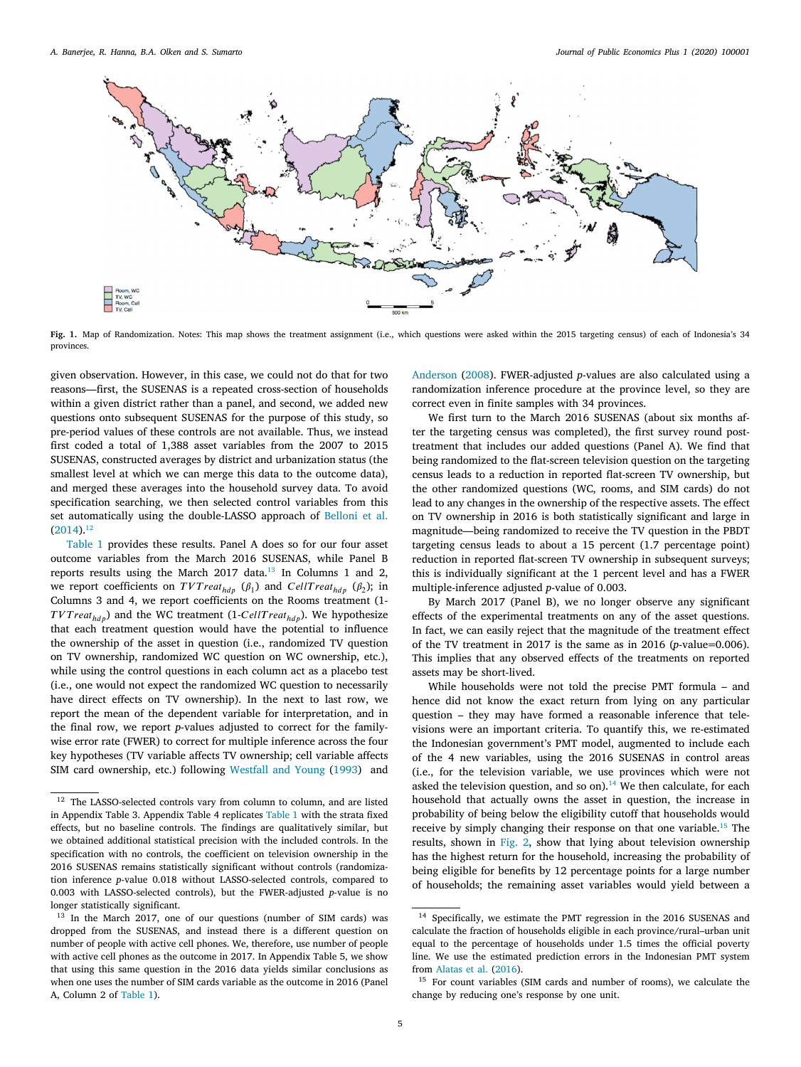Fig. 1. Map of Randomization. Notes: This map shows the treatment assignment (i.e., which questions were asked within the 2015 targeting census) of each of Indonesia's 34 provinces.

given observation. However, in this case, we could not do that for two reasons—first, the SUSENAS is a repeated cross-section of households within a given district rather than a panel, and second, we added new questions onto subsequent SUSENAS for the purpose of this study, so pre-period values of these controls are not available. Thus, we instead first coded a total of 1,388 asset variables from the 2007 to 2015 SUSENAS, constructed averages by district and urbanization status (the smallest level at which we can merge this data to the outcome data), and merged these averages into the household survey data. To avoid specification searching, we then selected control variables from this set automatically using the double-LASSO approach of Belloni et al. (2014).[12]

Table 1 provides these results. Panel A does so for our four asset outcome variables from the March 2016 SUSENAS, while Panel B reports results using the March 2017 data.[13] In Columns 1 and 2, we report coefficients on $TVTreat_{hdp}$ ($\beta_1$) and $CellTreat_{hdp}$ ($\beta_2$); in Columns 3 and 4, we report coefficients on the Rooms treatment ($1-TVTreat_{hdp}$) and the WC treatment ($1-CellTreat_{hdp}$). We hypothesize that each treatment question would have the potential to influence the ownership of the asset in question (i.e., randomized TV question on TV ownership, randomized WC question on WC ownership, etc.), while using the control questions in each column act as a placebo test (i.e., one would not expect the randomized WC question to necessarily have direct effects on TV ownership). In the next to last row, we report the mean of the dependent variable for interpretation, and in the final row, we report $p$-values adjusted to correct for the family-wise error rate (FWER) to correct for multiple inference across the four key hypotheses (TV variable affects TV ownership; cell variable affects SIM card ownership, etc.) following Westfall and Young (1993) and Anderson (2008). FWER-adjusted $p$-values are also calculated using a randomization inference procedure at the province level, so they are correct even in finite samples with 34 provinces.

We first turn to the March 2016 SUSENAS (about six months after the targeting census was completed), the first survey round post-treatment that includes our added questions (Panel A). We find that being randomized to the flat-screen television question on the targeting census leads to a reduction in reported flat-screen TV ownership, but the other randomized questions (WC, rooms, and SIM cards) do not lead to any changes in the ownership of the respective assets. The effect on TV ownership in 2016 is both statistically significant and large in magnitude—being randomized to receive the TV question in the PBDT targeting census leads to about a 15 percent (1.7 percentage point) reduction in reported flat-screen TV ownership in subsequent surveys; this is individually significant at the 1 percent level and has a FWER multiple-inference adjusted $p$-value of 0.003.

By March 2017 (Panel B), we no longer observe any significant effects of the experimental treatments on any of the asset questions. In fact, we can easily reject that the magnitude of the treatment effect of the TV treatment in 2017 is the same as in 2016 ($p$-value=0.006). This implies that any observed effects of the treatments on reported assets may be short-lived.

While households were not told the precise PMT formula – and hence did not know the exact return from lying on any particular question – they may have formed a reasonable inference that televisions were an important criteria. To quantify this, we re-estimated the Indonesian government's PMT model, augmented to include each of the 4 new variables, using the 2016 SUSENAS in control areas (i.e., for the television variable, we use provinces which were not asked the television question, and so on).[14] We then calculate, for each household that actually owns the asset in question, the increase in probability of being below the eligibility cutoff that households would receive by simply changing their response on that one variable.[15] The results, shown in Fig. 2, show that lying about television ownership has the highest return for the household, increasing the probability of being eligible for benefits by 12 percentage points for a large number of households; the remaining asset variables would yield between a

---

[12] The LASSO-selected controls vary from column to column, and are listed in Appendix Table 3. Appendix Table 4 replicates Table 1 with the strata fixed effects, but no baseline controls. The findings are qualitatively similar, but we obtained additional statistical precision with the included controls. In the specification with no controls, the coefficient on television ownership in the 2016 SUSENAS remains statistically significant without controls (randomization inference $p$-value 0.018 without LASSO-selected controls, compared to 0.003 with LASSO-selected controls), but the FWER-adjusted $p$-value is no longer statistically significant.

[13] In the March 2017, one of our questions (number of SIM cards) was dropped from the SUSENAS, and instead there is a different question on number of people with active cell phones. We, therefore, use number of people with active cell phones as the outcome in 2017. In Appendix Table 5, we show that using this same question in the 2016 data yields similar conclusions as when one uses the number of SIM cards variable as the outcome in 2016 (Panel A, Column 2 of Table 1).

[14] Specifically, we estimate the PMT regression in the 2016 SUSENAS and calculate the fraction of households eligible in each province/rural–urban unit equal to the percentage of households under 1.5 times the official poverty line. We use the estimated prediction errors in the Indonesian PMT system from Alatas et al. (2016).

[15] For count variables (SIM cards and number of rooms), we calculate the change by reducing one's response by one unit.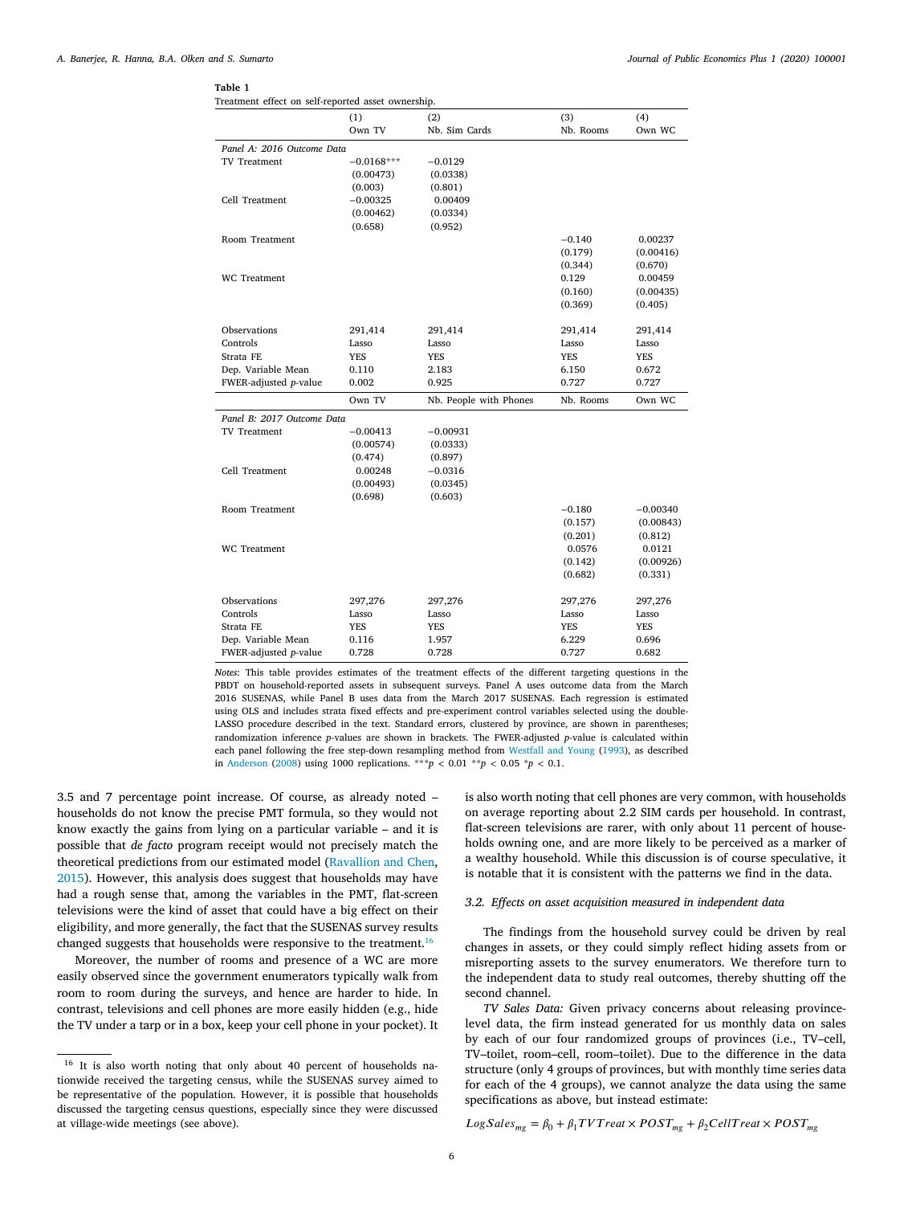**Table 1**
Treatment effect on self-reported asset ownership.

| | (1) Own TV | (2) Nb. Sim Cards | (3) Nb. Rooms | (4) Own WC |
|---|---|---|---|---|
| *Panel A: 2016 Outcome Data* | | | | |
| TV Treatment | −0.0168*** | −0.0129 | | |
| | (0.00473) | (0.0338) | | |
| | (0.003) | (0.801) | | |
| Cell Treatment | −0.00325 | 0.00409 | | |
| | (0.00462) | (0.0334) | | |
| | (0.658) | (0.952) | | |
| Room Treatment | | | −0.140 | 0.00237 |
| | | | (0.179) | (0.00416) |
| | | | (0.344) | (0.670) |
| WC Treatment | | | 0.129 | 0.00459 |
| | | | (0.160) | (0.00435) |
| | | | (0.369) | (0.405) |
| Observations | 291,414 | 291,414 | 291,414 | 291,414 |
| Controls | Lasso | Lasso | Lasso | Lasso |
| Strata FE | YES | YES | YES | YES |
| Dep. Variable Mean | 0.110 | 2.183 | 6.150 | 0.672 |
| FWER-adjusted *p*-value | 0.002 | 0.925 | 0.727 | 0.727 |
| | Own TV | Nb. People with Phones | Nb. Rooms | Own WC |
| *Panel B: 2017 Outcome Data* | | | | |
| TV Treatment | −0.00413 | −0.00931 | | |
| | (0.00574) | (0.0333) | | |
| | (0.474) | (0.897) | | |
| Cell Treatment | 0.00248 | −0.0316 | | |
| | (0.00493) | (0.0345) | | |
| | (0.698) | (0.603) | | |
| Room Treatment | | | −0.180 | −0.00340 |
| | | | (0.157) | (0.00843) |
| | | | (0.201) | (0.812) |
| WC Treatment | | | 0.0576 | 0.0121 |
| | | | (0.142) | (0.00926) |
| | | | (0.682) | (0.331) |
| Observations | 297,276 | 297,276 | 297,276 | 297,276 |
| Controls | Lasso | Lasso | Lasso | Lasso |
| Strata FE | YES | YES | YES | YES |
| Dep. Variable Mean | 0.116 | 1.957 | 6.229 | 0.696 |
| FWER-adjusted *p*-value | 0.728 | 0.728 | 0.727 | 0.682 |

*Notes*: This table provides estimates of the treatment effects of the different targeting questions in the PBDT on household-reported assets in subsequent surveys. Panel A uses outcome data from the March 2016 SUSENAS, while Panel B uses data from the March 2017 SUSENAS. Each regression is estimated using OLS and includes strata fixed effects and pre-experiment control variables selected using the double-LASSO procedure described in the text. Standard errors, clustered by province, are shown in parentheses; randomization inference *p*-values are shown in brackets. The FWER-adjusted *p*-value is calculated within each panel following the free step-down resampling method from Westfall and Young (1993), as described in Anderson (2008) using 1000 replications. ***$p < 0.01$ **$p < 0.05$ *$p < 0.1$.

3.5 and 7 percentage point increase. Of course, as already noted – households do not know the precise PMT formula, so they would not know exactly the gains from lying on a particular variable – and it is possible that *de facto* program receipt would not precisely match the theoretical predictions from our estimated model (Ravallion and Chen, 2015). However, this analysis does suggest that households may have had a rough sense that, among the variables in the PMT, flat-screen televisions were the kind of asset that could have a big effect on their eligibility, and more generally, the fact that the SUSENAS survey results changed suggests that households were responsive to the treatment.[16]

Moreover, the number of rooms and presence of a WC are more easily observed since the government enumerators typically walk from room to room during the surveys, and hence are harder to hide. In contrast, televisions and cell phones are more easily hidden (e.g., hide the TV under a tarp or in a box, keep your cell phone in your pocket). It is also worth noting that cell phones are very common, with households on average reporting about 2.2 SIM cards per household. In contrast, flat-screen televisions are rarer, with only about 11 percent of households owning one, and are more likely to be perceived as a marker of a wealthy household. While this discussion is of course speculative, it is notable that it is consistent with the patterns we find in the data.

### 3.2. Effects on asset acquisition measured in independent data

The findings from the household survey could be driven by real changes in assets, or they could simply reflect hiding assets from or misreporting assets to the survey enumerators. We therefore turn to the independent data to study real outcomes, thereby shutting off the second channel.

*TV Sales Data:* Given privacy concerns about releasing province-level data, the firm instead generated for us monthly data on sales by each of our four randomized groups of provinces (i.e., TV–cell, TV–toilet, room–cell, room–toilet). Due to the difference in the data structure (only 4 groups of provinces, but with monthly time series data for each of the 4 groups), we cannot analyze the data using the same specifications as above, but instead estimate:

$$LogSales_{mg} = \beta_0 + \beta_1 TVTreat \times POST_{mg} + \beta_2 CellTreat \times POST_{mg}$$

[16] It is also worth noting that only about 40 percent of households nationwide received the targeting census, while the SUSENAS survey aimed to be representative of the population. However, it is possible that households discussed the targeting census questions, especially since they were discussed at village-wide meetings (see above).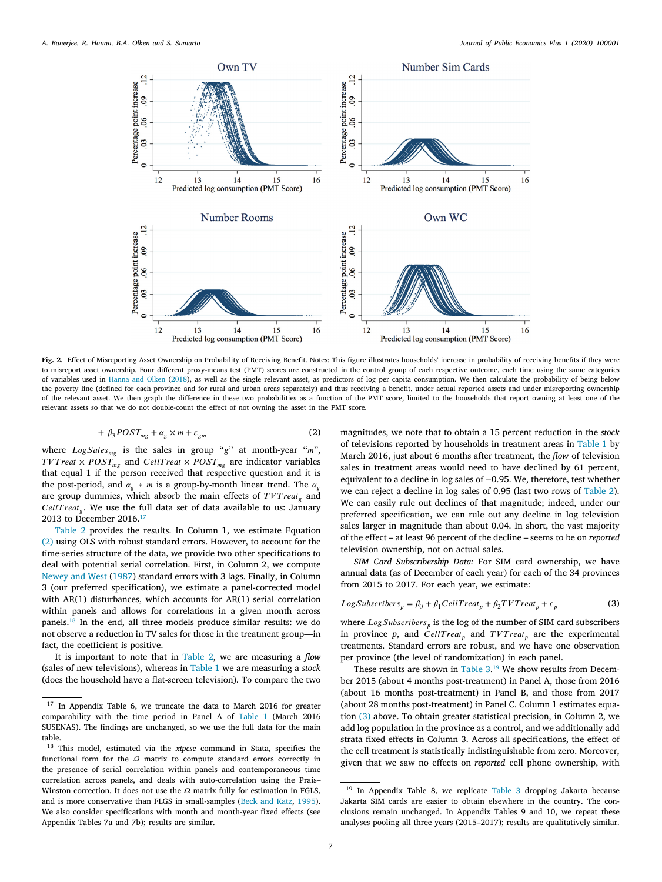**Fig. 2.** Effect of Misreporting Asset Ownership on Probability of Receiving Benefit. Notes: This figure illustrates households' increase in probability of receiving benefits if they were to misreport asset ownership. Four different proxy-means test (PMT) scores are constructed in the control group of each respective outcome, each time using the same categories of variables used in Hanna and Olken (2018), as well as the single relevant asset, as predictors of log per capita consumption. We then calculate the probability of being below the poverty line (defined for each province and for rural and urban areas separately) and thus receiving a benefit, under actual reported assets and under misreporting ownership of the relevant asset. We then graph the difference in these two probabilities as a function of the PMT score, limited to the households that report owning at least one of the relevant assets so that we do not double-count the effect of not owning the asset in the PMT score.

$$+ \beta_3 POST_{mg} + \alpha_g \times m + \varepsilon_{gm} \tag{2}$$

where $LogSales_{mg}$ is the sales in group "$g$" at month-year "$m$", $TVTreat \times POST_{mg}$ and $CellTreat \times POST_{mg}$ are indicator variables that equal 1 if the person received that respective question and it is the post-period, and $\alpha_g * m$ is a group-by-month linear trend. The $\alpha_g$ are group dummies, which absorb the main effects of $TVTreat_g$ and $CellTreat_g$. We use the full data set of data available to us: January 2013 to December 2016.[17]

Table 2 provides the results. In Column 1, we estimate Equation (2) using OLS with robust standard errors. However, to account for the time-series structure of the data, we provide two other specifications to deal with potential serial correlation. First, in Column 2, we compute Newey and West (1987) standard errors with 3 lags. Finally, in Column 3 (our preferred specification), we estimate a panel-corrected model with AR(1) disturbances, which accounts for AR(1) serial correlation within panels and allows for correlations in a given month across panels.[18] In the end, all three models produce similar results: we do not observe a reduction in TV sales for those in the treatment group—in fact, the coefficient is positive.

It is important to note that in Table 2, we are measuring a *flow* (sales of new televisions), whereas in Table 1 we are measuring a *stock* (does the household have a flat-screen television). To compare the two magnitudes, we note that to obtain a 15 percent reduction in the *stock* of televisions reported by households in treatment areas in Table 1 by March 2016, just about 6 months after treatment, the *flow* of television sales in treatment areas would need to have declined by 61 percent, equivalent to a decline in log sales of −0.95. We, therefore, test whether we can reject a decline in log sales of 0.95 (last two rows of Table 2). We can easily rule out declines of that magnitude; indeed, under our preferred specification, we can rule out any decline in log television sales larger in magnitude than about 0.04. In short, the vast majority of the effect – at least 96 percent of the decline – seems to be on *reported* television ownership, not on actual sales.

*SIM Card Subscribership Data:* For SIM card ownership, we have annual data (as of December of each year) for each of the 34 provinces from 2015 to 2017. For each year, we estimate:

$$LogSubscribers_p = \beta_0 + \beta_1 CellTreat_p + \beta_2 TVTreat_p + \varepsilon_p \tag{3}$$

where $LogSubscribers_p$ is the log of the number of SIM card subscribers in province $p$, and $CellTreat_p$ and $TVTreat_p$ are the experimental treatments. Standard errors are robust, and we have one observation per province (the level of randomization) in each panel.

These results are shown in Table 3.[19] We show results from December 2015 (about 4 months post-treatment) in Panel A, those from 2016 (about 16 months post-treatment) in Panel B, and those from 2017 (about 28 months post-treatment) in Panel C. Column 1 estimates equation (3) above. To obtain greater statistical precision, in Column 2, we add log population in the province as a control, and we additionally add strata fixed effects in Column 3. Across all specifications, the effect of the cell treatment is statistically indistinguishable from zero. Moreover, given that we saw no effects on *reported* cell phone ownership, with

[17] In Appendix Table 6, we truncate the data to March 2016 for greater comparability with the time period in Panel A of Table 1 (March 2016 SUSENAS). The findings are unchanged, so we use the full data for the main table.

[18] This model, estimated via the *xtpcse* command in Stata, specifies the functional form for the $\Omega$ matrix to compute standard errors correctly in the presence of serial correlation within panels and contemporaneous time correlation across panels, and deals with auto-correlation using the Prais–Winston correction. It does not use the $\Omega$ matrix fully for estimation in FGLS, and is more conservative than FLGS in small-samples (Beck and Katz, 1995). We also consider specifications with month and month-year fixed effects (see Appendix Tables 7a and 7b); results are similar.

[19] In Appendix Table 8, we replicate Table 3 dropping Jakarta because Jakarta SIM cards are easier to obtain elsewhere in the country. The conclusions remain unchanged. In Appendix Tables 9 and 10, we repeat these analyses pooling all three years (2015–2017); results are qualitatively similar.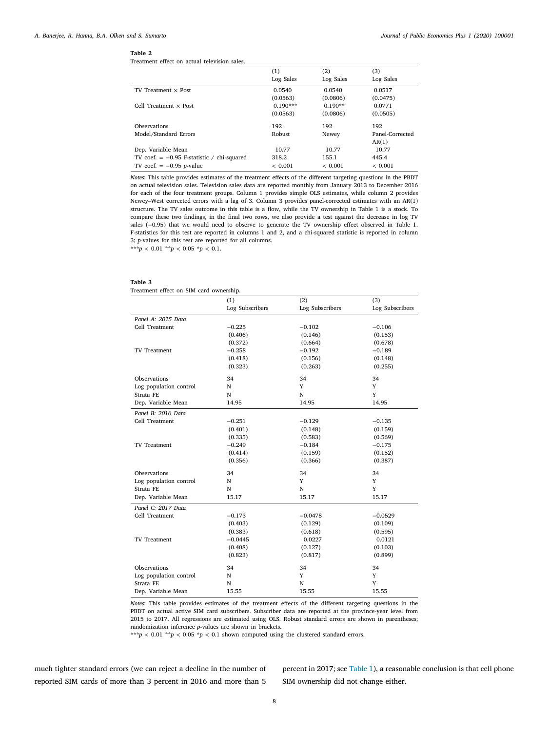**Table 2**
Treatment effect on actual television sales.

| | (1) Log Sales | (2) Log Sales | (3) Log Sales |
|---|---|---|---|
| TV Treatment × Post | 0.0540 | 0.0540 | 0.0517 |
| | (0.0563) | (0.0806) | (0.0475) |
| Cell Treatment × Post | 0.190*** | 0.190** | 0.0771 |
| | (0.0563) | (0.0806) | (0.0505) |
| Observations | 192 | 192 | 192 |
| Model/Standard Errors | Robust | Newey | Panel-Corrected AR(1) |
| Dep. Variable Mean | 10.77 | 10.77 | 10.77 |
| TV coef. = −0.95 F-statistic / chi-squared | 318.2 | 155.1 | 445.4 |
| TV coef. = −0.95 *p*-value | < 0.001 | < 0.001 | < 0.001 |

*Notes*: This table provides estimates of the treatment effects of the different targeting questions in the PBDT on actual television sales. Television sales data are reported monthly from January 2013 to December 2016 for each of the four treatment groups. Column 1 provides simple OLS estimates, while column 2 provides Newey–West corrected errors with a lag of 3. Column 3 provides panel-corrected estimates with an AR(1) structure. The TV sales outcome in this table is a flow, while the TV ownership in Table 1 is a stock. To compare these two findings, in the final two rows, we also provide a test against the decrease in log TV sales (−0.95) that we would need to observe to generate the TV ownership effect observed in Table 1. F-statistics for this test are reported in columns 1 and 2, and a chi-squared statistic is reported in column 3; *p*-values for this test are reported for all columns.
***$p < 0.01$ **$p < 0.05$ *$p < 0.1$.

**Table 3**
Treatment effect on SIM card ownership.

| | (1) Log Subscribers | (2) Log Subscribers | (3) Log Subscribers |
|---|---|---|---|
| *Panel A: 2015 Data* | | | |
| Cell Treatment | −0.225 | −0.102 | −0.106 |
| | (0.406) | (0.146) | (0.153) |
| | (0.372) | (0.664) | (0.678) |
| TV Treatment | −0.258 | −0.192 | −0.189 |
| | (0.418) | (0.156) | (0.148) |
| | (0.323) | (0.263) | (0.255) |
| Observations | 34 | 34 | 34 |
| Log population control | N | Y | Y |
| Strata FE | N | N | Y |
| Dep. Variable Mean | 14.95 | 14.95 | 14.95 |
| *Panel B: 2016 Data* | | | |
| Cell Treatment | −0.251 | −0.129 | −0.135 |
| | (0.401) | (0.148) | (0.159) |
| | (0.335) | (0.583) | (0.569) |
| TV Treatment | −0.249 | −0.184 | −0.175 |
| | (0.414) | (0.159) | (0.152) |
| | (0.356) | (0.366) | (0.387) |
| Observations | 34 | 34 | 34 |
| Log population control | N | Y | Y |
| Strata FE | N | N | Y |
| Dep. Variable Mean | 15.17 | 15.17 | 15.17 |
| *Panel C: 2017 Data* | | | |
| Cell Treatment | −0.173 | −0.0478 | −0.0529 |
| | (0.403) | (0.129) | (0.109) |
| | (0.383) | (0.618) | (0.595) |
| TV Treatment | −0.0445 | 0.0227 | 0.0121 |
| | (0.408) | (0.127) | (0.103) |
| | (0.823) | (0.817) | (0.899) |
| Observations | 34 | 34 | 34 |
| Log population control | N | Y | Y |
| Strata FE | N | N | Y |
| Dep. Variable Mean | 15.55 | 15.55 | 15.55 |

*Notes*: This table provides estimates of the treatment effects of the different targeting questions in the PBDT on actual active SIM card subscribers. Subscriber data are reported at the province-year level from 2015 to 2017. All regressions are estimated using OLS. Robust standard errors are shown in parentheses; randomization inference *p*-values are shown in brackets.
***$p < 0.01$ **$p < 0.05$ *$p < 0.1$ shown computed using the clustered standard errors.

much tighter standard errors (we can reject a decline in the number of reported SIM cards of more than 3 percent in 2016 and more than 5 percent in 2017; see Table 1), a reasonable conclusion is that cell phone SIM ownership did not change either.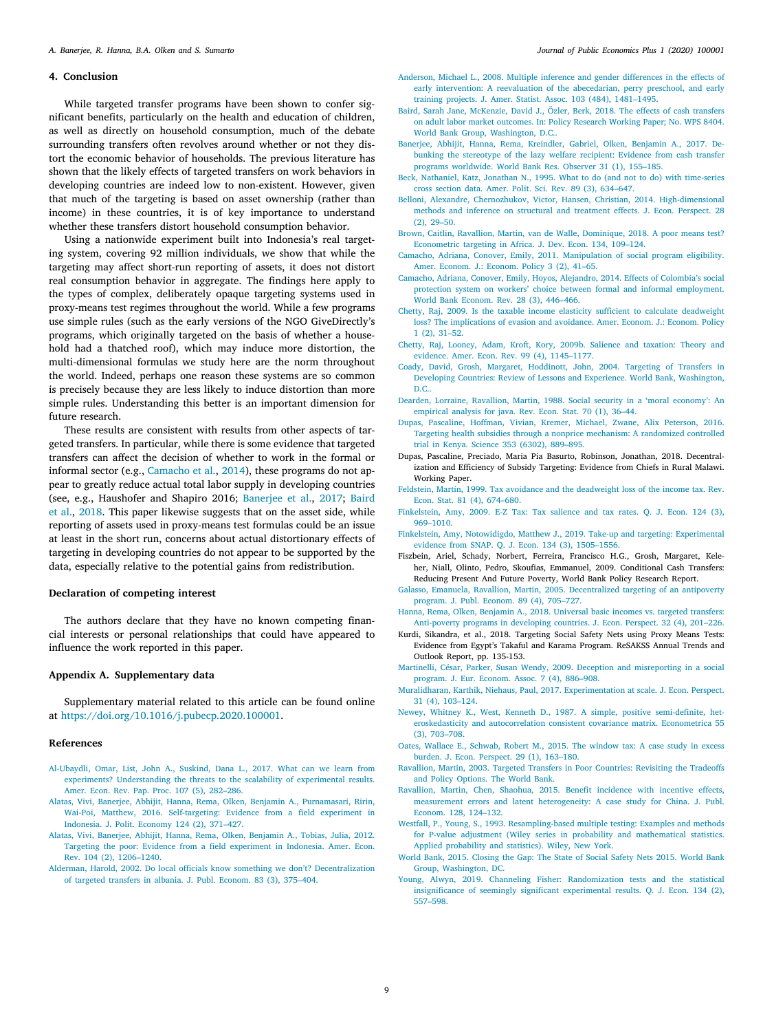## 4. Conclusion

While targeted transfer programs have been shown to confer significant benefits, particularly on the health and education of children, as well as directly on household consumption, much of the debate surrounding transfers often revolves around whether or not they distort the economic behavior of households. The previous literature has shown that the likely effects of targeted transfers on work behaviors in developing countries are indeed low to non-existent. However, given that much of the targeting is based on asset ownership (rather than income) in these countries, it is of key importance to understand whether these transfers distort household consumption behavior.

Using a nationwide experiment built into Indonesia's real targeting system, covering 92 million individuals, we show that while the targeting may affect short-run reporting of assets, it does not distort real consumption behavior in aggregate. The findings here apply to the types of complex, deliberately opaque targeting systems used in proxy-means test regimes throughout the world. While a few programs use simple rules (such as the early versions of the NGO GiveDirectly's programs, which originally targeted on the basis of whether a household had a thatched roof), which may induce more distortion, the multi-dimensional formulas we study here are the norm throughout the world. Indeed, perhaps one reason these systems are so common is precisely because they are less likely to induce distortion than more simple rules. Understanding this better is an important dimension for future research.

These results are consistent with results from other aspects of targeted transfers. In particular, while there is some evidence that targeted transfers can affect the decision of whether to work in the formal or informal sector (e.g., Camacho et al., 2014), these programs do not appear to greatly reduce actual total labor supply in developing countries (see, e.g., Haushofer and Shapiro 2016; Banerjee et al., 2017; Baird et al., 2018. This paper likewise suggests that on the asset side, while reporting of assets used in proxy-means test formulas could be an issue at least in the short run, concerns about actual distortionary effects of targeting in developing countries do not appear to be supported by the data, especially relative to the potential gains from redistribution.

## Declaration of competing interest

The authors declare that they have no known competing financial interests or personal relationships that could have appeared to influence the work reported in this paper.

## Appendix A. Supplementary data

Supplementary material related to this article can be found online at https://doi.org/10.1016/j.pubecp.2020.100001.

## References

Al-Ubaydli, Omar, List, John A., Suskind, Dana L., 2017. What can we learn from experiments? Understanding the threats to the scalability of experimental results. Amer. Econ. Rev. Pap. Proc. 107 (5), 282–286.

Alatas, Vivi, Banerjee, Abhijit, Hanna, Rema, Olken, Benjamin A., Purnamasari, Ririn, Wai-Poi, Matthew, 2016. Self-targeting: Evidence from a field experiment in Indonesia. J. Polit. Economy 124 (2), 371–427.

Alatas, Vivi, Banerjee, Abhijit, Hanna, Rema, Olken, Benjamin A., Tobias, Julia, 2012. Targeting the poor: Evidence from a field experiment in Indonesia. Amer. Econ. Rev. 104 (2), 1206–1240.

Alderman, Harold, 2002. Do local officials know something we don't? Decentralization of targeted transfers in albania. J. Publ. Econom. 83 (3), 375–404.

Anderson, Michael L., 2008. Multiple inference and gender differences in the effects of early intervention: A reevaluation of the abecedarian, perry preschool, and early training projects. J. Amer. Statist. Assoc. 103 (484), 1481–1495.

Baird, Sarah Jane, McKenzie, David J., Özler, Berk, 2018. The effects of cash transfers on adult labor market outcomes. In: Policy Research Working Paper; No. WPS 8404. World Bank Group, Washington, D.C..

Banerjee, Abhijit, Hanna, Rema, Kreindler, Gabriel, Olken, Benjamin A., 2017. Debunking the stereotype of the lazy welfare recipient: Evidence from cash transfer programs worldwide. World Bank Res. Observer 31 (1), 155–185.

Beck, Nathaniel, Katz, Jonathan N., 1995. What to do (and not to do) with time-series cross section data. Amer. Polit. Sci. Rev. 89 (3), 634–647.

Belloni, Alexandre, Chernozhukov, Victor, Hansen, Christian, 2014. High-dimensional methods and inference on structural and treatment effects. J. Econ. Perspect. 28 (2), 29–50.

Brown, Caitlin, Ravallion, Martin, van de Walle, Dominique, 2018. A poor means test? Econometric targeting in Africa. J. Dev. Econ. 134, 109–124.

Camacho, Adriana, Conover, Emily, 2011. Manipulation of social program eligibility. Amer. Econom. J.: Econom. Policy 3 (2), 41–65.

Camacho, Adriana, Conover, Emily, Hoyos, Alejandro, 2014. Effects of Colombia's social protection system on workers' choice between formal and informal employment. World Bank Econom. Rev. 28 (3), 446–466.

Chetty, Raj, 2009. Is the taxable income elasticity sufficient to calculate deadweight loss? The implications of evasion and avoidance. Amer. Econom. J.: Econom. Policy 1 (2), 31–52.

Chetty, Raj, Looney, Adam, Kroft, Kory, 2009b. Salience and taxation: Theory and evidence. Amer. Econ. Rev. 99 (4), 1145–1177.

Coady, David, Grosh, Margaret, Hoddinott, John, 2004. Targeting of Transfers in Developing Countries: Review of Lessons and Experience. World Bank, Washington, D.C..

Dearden, Lorraine, Ravallion, Martin, 1988. Social security in a 'moral economy': An empirical analysis for java. Rev. Econ. Stat. 70 (1), 36–44.

Dupas, Pascaline, Hoffman, Vivian, Kremer, Michael, Zwane, Alix Peterson, 2016. Targeting health subsidies through a nonprice mechanism: A randomized controlled trial in Kenya. Science 353 (6302), 889–895.

Dupas, Pascaline, Preciado, Maria Pia Basurto, Robinson, Jonathan, 2018. Decentralization and Efficiency of Subsidy Targeting: Evidence from Chiefs in Rural Malawi. Working Paper.

Feldstein, Martin, 1999. Tax avoidance and the deadweight loss of the income tax. Rev. Econ. Stat. 81 (4), 674–680.

Finkelstein, Amy, 2009. E-Z Tax: Tax salience and tax rates. Q. J. Econ. 124 (3), 969–1010.

Finkelstein, Amy, Notowidigdo, Matthew J., 2019. Take-up and targeting: Experimental evidence from SNAP. Q. J. Econ. 134 (3), 1505–1556.

Fiszbein, Ariel, Schady, Norbert, Ferreira, Francisco H.G., Grosh, Margaret, Keleher, Niall, Olinto, Pedro, Skoufias, Emmanuel, 2009. Conditional Cash Transfers: Reducing Present And Future Poverty, World Bank Policy Research Report.

Galasso, Emanuela, Ravallion, Martin, 2005. Decentralized targeting of an antipoverty program. J. Publ. Econom. 89 (4), 705–727.

Hanna, Rema, Olken, Benjamin A., 2018. Universal basic incomes vs. targeted transfers: Anti-poverty programs in developing countries. J. Econ. Perspect. 32 (4), 201–226.

Kurdi, Sikandra, et al., 2018. Targeting Social Safety Nets using Proxy Means Tests: Evidence from Egypt's Takaful and Karama Program. ReSAKSS Annual Trends and Outlook Report, pp. 135-153.

Martinelli, César, Parker, Susan Wendy, 2009. Deception and misreporting in a social program. J. Eur. Econom. Assoc. 7 (4), 886–908.

Muralidharan, Karthik, Niehaus, Paul, 2017. Experimentation at scale. J. Econ. Perspect. 31 (4), 103–124.

Newey, Whitney K., West, Kenneth D., 1987. A simple, positive semi-definite, heteroskedasticity and autocorrelation consistent covariance matrix. Econometrica 55 (3), 703–708.

Oates, Wallace E., Schwab, Robert M., 2015. The window tax: A case study in excess burden. J. Econ. Perspect. 29 (1), 163–180.

Ravallion, Martin, 2003. Targeted Transfers in Poor Countries: Revisiting the Tradeoffs and Policy Options. The World Bank.

Ravallion, Martin, Chen, Shaohua, 2015. Benefit incidence with incentive effects, measurement errors and latent heterogeneity: A case study for China. J. Publ. Econom. 128, 124–132.

Westfall, P., Young, S., 1993. Resampling-based multiple testing: Examples and methods for P-value adjustment (Wiley series in probability and mathematical statistics. Applied probability and statistics). Wiley, New York.

World Bank, 2015. Closing the Gap: The State of Social Safety Nets 2015. World Bank Group, Washington, DC.

Young, Alwyn, 2019. Channeling Fisher: Randomization tests and the statistical insignificance of seemingly significant experimental results. Q. J. Econ. 134 (2), 557–598.